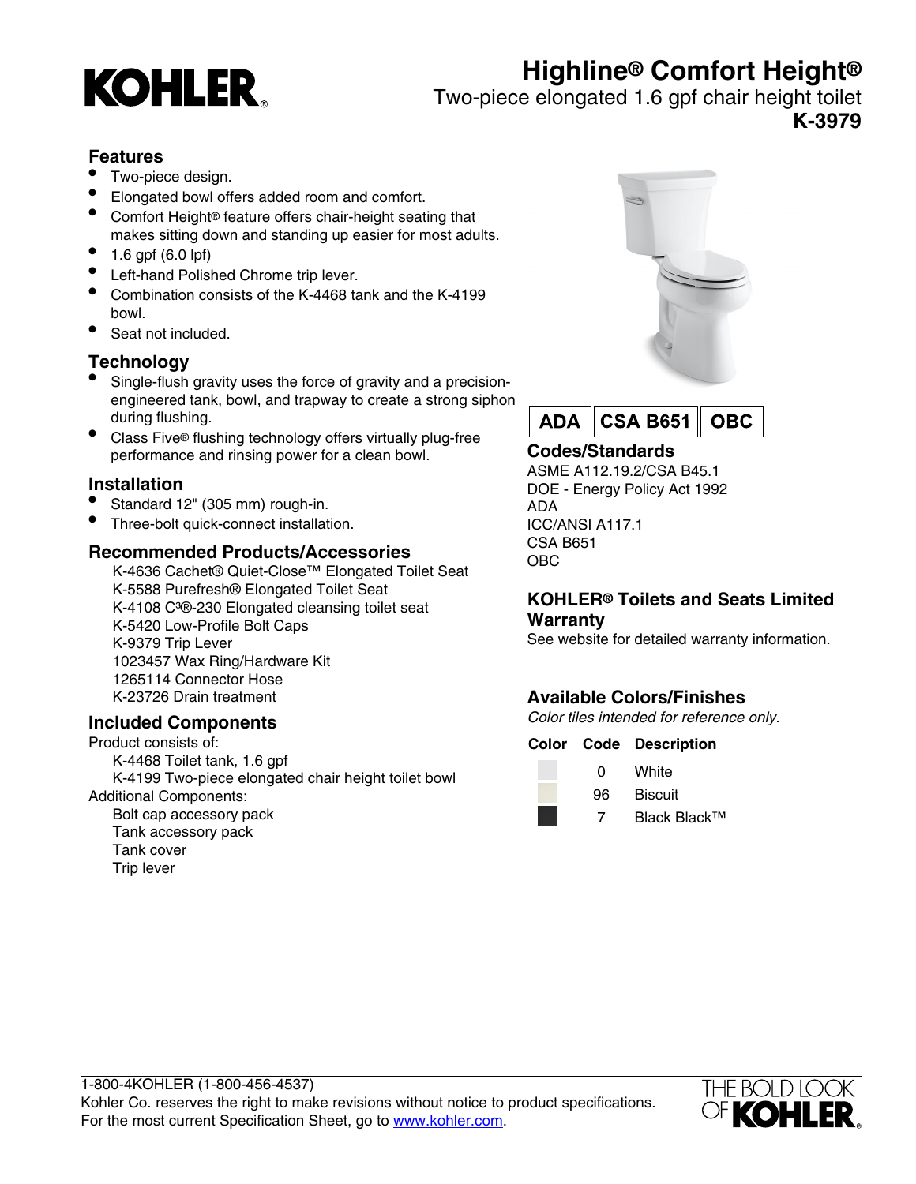KOHLER®

# Highline® Comfort Height®

Two-piece elongated 1.6 gpf chair height toilet

**K-3979**

## Features

- Two-piece design.
- Elongated bowl offers added room and comfort.
- Comfort Height® feature offers chair-height seating that makes sitting down and standing up easier for most adults.
- 1.6 gpf (6.0 lpf)
- Left-hand Polished Chrome trip lever.
- Combination consists of the K-4468 tank and the K-4199 bowl.
- Seat not included.

## Technology

- Single-flush gravity uses the force of gravity and a precision-engineered tank, bowl, and trapway to create a strong siphon during flushing.
- Class Five® flushing technology offers virtually plug-free performance and rinsing power for a clean bowl.

## Installation

- Standard 12" (305 mm) rough-in.
- Three-bolt quick-connect installation.

## Recommended Products/Accessories

K-4636 Cachet® Quiet-Close™ Elongated Toilet Seat
K-5588 Purefresh® Elongated Toilet Seat
K-4108 C³®-230 Elongated cleansing toilet seat
K-5420 Low-Profile Bolt Caps
K-9379 Trip Lever
1023457 Wax Ring/Hardware Kit
1265114 Connector Hose
K-23726 Drain treatment

## Included Components

Product consists of:

K-4468 Toilet tank, 1.6 gpf
K-4199 Two-piece elongated chair height toilet bowl

Additional Components:

Bolt cap accessory pack
Tank accessory pack
Tank cover
Trip lever

**ADA** | **CSA B651** | **OBC**

## Codes/Standards

ASME A112.19.2/CSA B45.1
DOE - Energy Policy Act 1992
ADA
ICC/ANSI A117.1
CSA B651
OBC

## KOHLER® Toilets and Seats Limited Warranty

See website for detailed warranty information.

## Available Colors/Finishes

*Color tiles intended for reference only.*

| Color | Code | Description |
| --- | --- | --- |
| | 0 | White |
| | 96 | Biscuit |
| | 7 | Black Black™ |

1-800-4KOHLER (1-800-456-4537)
Kohler Co. reserves the right to make revisions without notice to product specifications.
For the most current Specification Sheet, go to www.kohler.com.

THE BOLD LOOK OF KOHLER®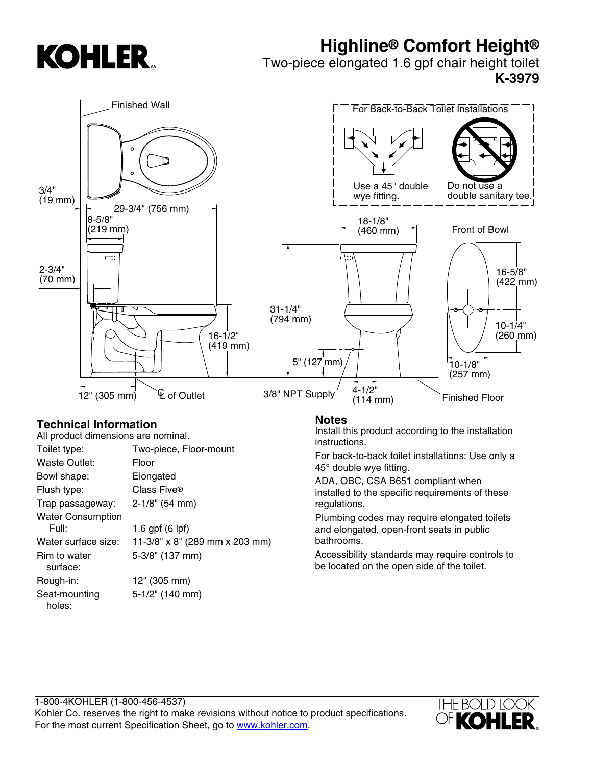# KOHLER

## Highline® Comfort Height®

Two-piece elongated 1.6 gpf chair height toilet

**K-3979**

Finished Wall

3/4" (19 mm)

29-3/4" (756 mm)

8-5/8" (219 mm)

2-3/4" (70 mm)

16-1/2" (419 mm)

12" (305 mm)

℄ of Outlet

For Back-to-Back Toilet Installations

Use a 45° double wye fitting.

Do not use a double sanitary tee.

18-1/8" (460 mm)

31-1/4" (794 mm)

5" (127 mm)

3/8" NPT Supply

4-1/2" (114 mm)

Front of Bowl

16-5/8" (422 mm)

10-1/4" (260 mm)

10-1/8" (257 mm)

Finished Floor

### Technical Information

All product dimensions are nominal.

| | |
|---|---|
| Toilet type: | Two-piece, Floor-mount |
| Waste Outlet: | Floor |
| Bowl shape: | Elongated |
| Flush type: | Class Five® |
| Trap passageway: | 2-1/8" (54 mm) |
| Water Consumption Full: | 1.6 gpf (6 lpf) |
| Water surface size: | 11-3/8" x 8" (289 mm x 203 mm) |
| Rim to water surface: | 5-3/8" (137 mm) |
| Rough-in: | 12" (305 mm) |
| Seat-mounting holes: | 5-1/2" (140 mm) |

### Notes

Install this product according to the installation instructions.

For back-to-back toilet installations: Use only a 45° double wye fitting.

ADA, OBC, CSA B651 compliant when installed to the specific requirements of these regulations.

Plumbing codes may require elongated toilets and elongated, open-front seats in public bathrooms.

Accessibility standards may require controls to be located on the open side of the toilet.

1-800-4KOHLER (1-800-456-4537)

Kohler Co. reserves the right to make revisions without notice to product specifications.

For the most current Specification Sheet, go to www.kohler.com.

THE BOLD LOOK OF KOHLER.